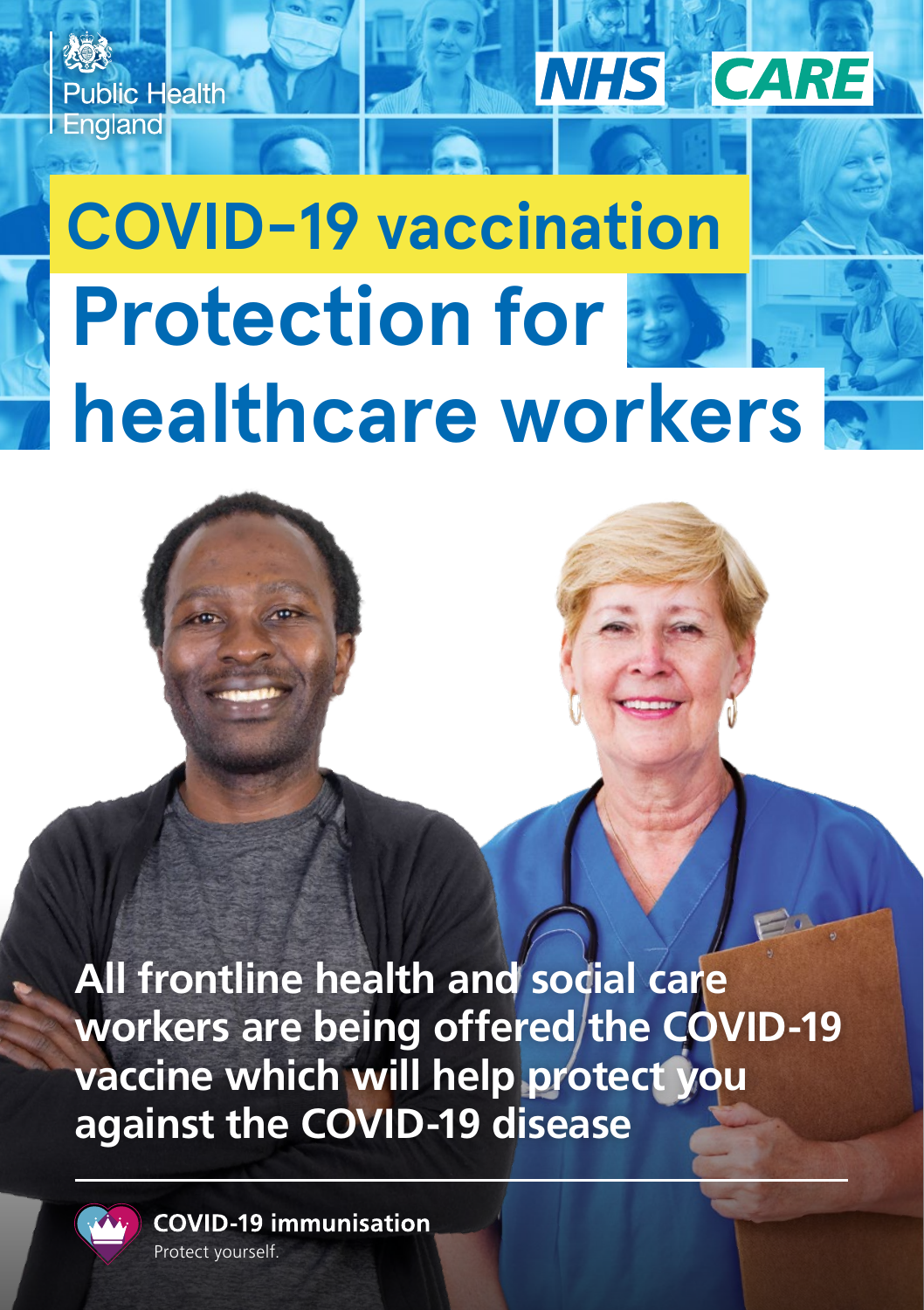Public Health England

NHS CARE

# COVID-19 vaccination

# Protection for healthcare workers

**All frontline health and social care workers are being offered the COVID-19 vaccine which will help protect you against the COVID-19 disease**

**COVID-19 immunisation**
Protect yourself.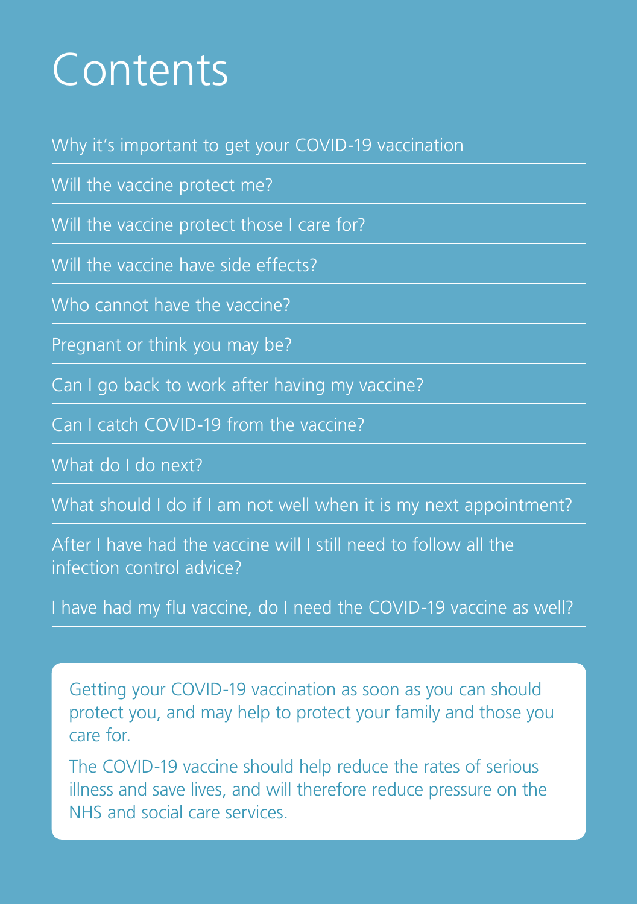# Contents

- Why it's important to get your COVID-19 vaccination
- Will the vaccine protect me?
- Will the vaccine protect those I care for?
- Will the vaccine have side effects?
- Who cannot have the vaccine?
- Pregnant or think you may be?
- Can I go back to work after having my vaccine?
- Can I catch COVID-19 from the vaccine?
- What do I do next?
- What should I do if I am not well when it is my next appointment?
- After I have had the vaccine will I still need to follow all the infection control advice?
- I have had my flu vaccine, do I need the COVID-19 vaccine as well?

Getting your COVID-19 vaccination as soon as you can should protect you, and may help to protect your family and those you care for.

The COVID-19 vaccine should help reduce the rates of serious illness and save lives, and will therefore reduce pressure on the NHS and social care services.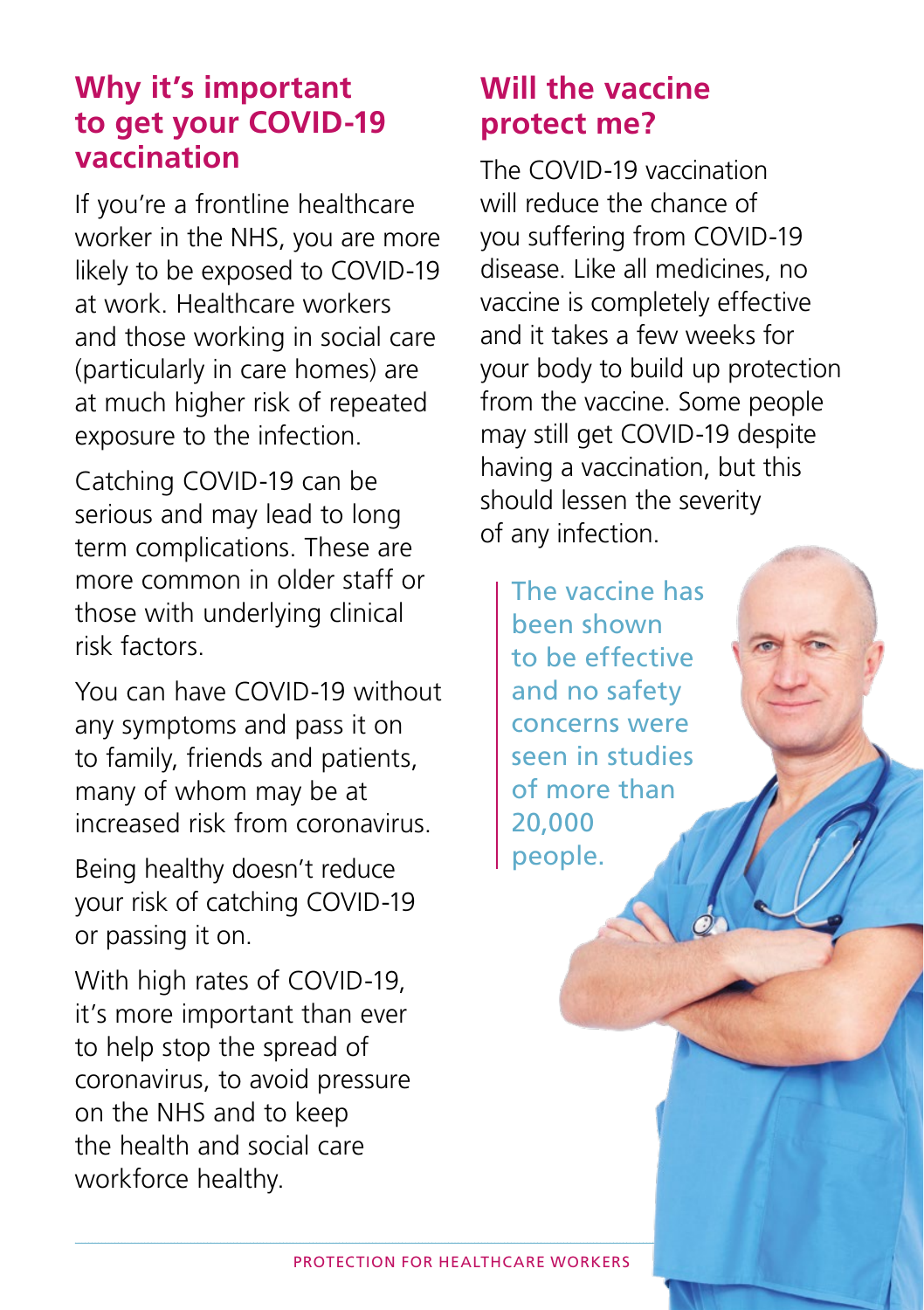## Why it's important to get your COVID-19 vaccination

If you're a frontline healthcare worker in the NHS, you are more likely to be exposed to COVID-19 at work. Healthcare workers and those working in social care (particularly in care homes) are at much higher risk of repeated exposure to the infection.

Catching COVID-19 can be serious and may lead to long term complications. These are more common in older staff or those with underlying clinical risk factors.

You can have COVID-19 without any symptoms and pass it on to family, friends and patients, many of whom may be at increased risk from coronavirus.

Being healthy doesn't reduce your risk of catching COVID-19 or passing it on.

With high rates of COVID-19, it's more important than ever to help stop the spread of coronavirus, to avoid pressure on the NHS and to keep the health and social care workforce healthy.

## Will the vaccine protect me?

The COVID-19 vaccination will reduce the chance of you suffering from COVID-19 disease. Like all medicines, no vaccine is completely effective and it takes a few weeks for your body to build up protection from the vaccine. Some people may still get COVID-19 despite having a vaccination, but this should lessen the severity of any infection.

> The vaccine has been shown to be effective and no safety concerns were seen in studies of more than 20,000 people.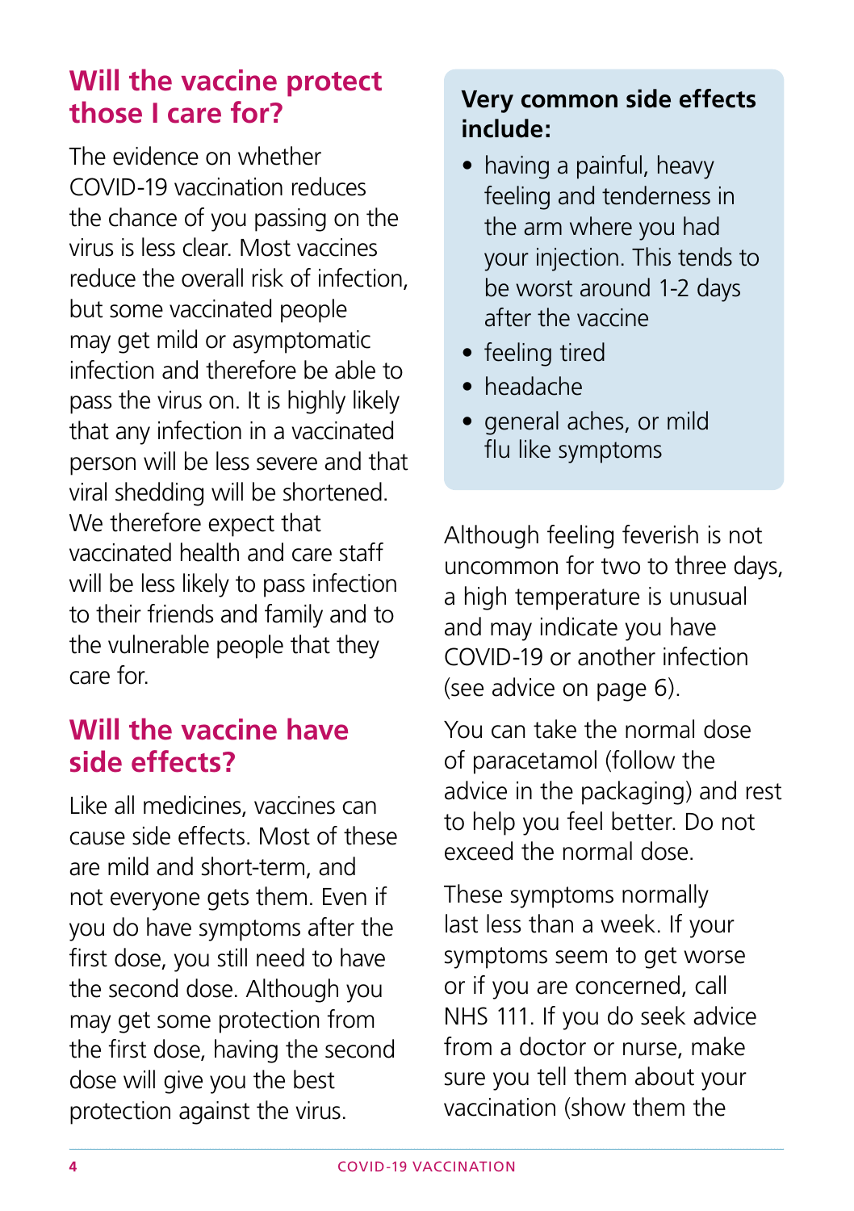## Will the vaccine protect those I care for?

The evidence on whether COVID-19 vaccination reduces the chance of you passing on the virus is less clear. Most vaccines reduce the overall risk of infection, but some vaccinated people may get mild or asymptomatic infection and therefore be able to pass the virus on. It is highly likely that any infection in a vaccinated person will be less severe and that viral shedding will be shortened. We therefore expect that vaccinated health and care staff will be less likely to pass infection to their friends and family and to the vulnerable people that they care for.

## Will the vaccine have side effects?

Like all medicines, vaccines can cause side effects. Most of these are mild and short-term, and not everyone gets them. Even if you do have symptoms after the first dose, you still need to have the second dose. Although you may get some protection from the first dose, having the second dose will give you the best protection against the virus.

**Very common side effects include:**

- having a painful, heavy feeling and tenderness in the arm where you had your injection. This tends to be worst around 1-2 days after the vaccine
- feeling tired
- headache
- general aches, or mild flu like symptoms

Although feeling feverish is not uncommon for two to three days, a high temperature is unusual and may indicate you have COVID-19 or another infection (see advice on page 6).

You can take the normal dose of paracetamol (follow the advice in the packaging) and rest to help you feel better. Do not exceed the normal dose.

These symptoms normally last less than a week. If your symptoms seem to get worse or if you are concerned, call NHS 111. If you do seek advice from a doctor or nurse, make sure you tell them about your vaccination (show them the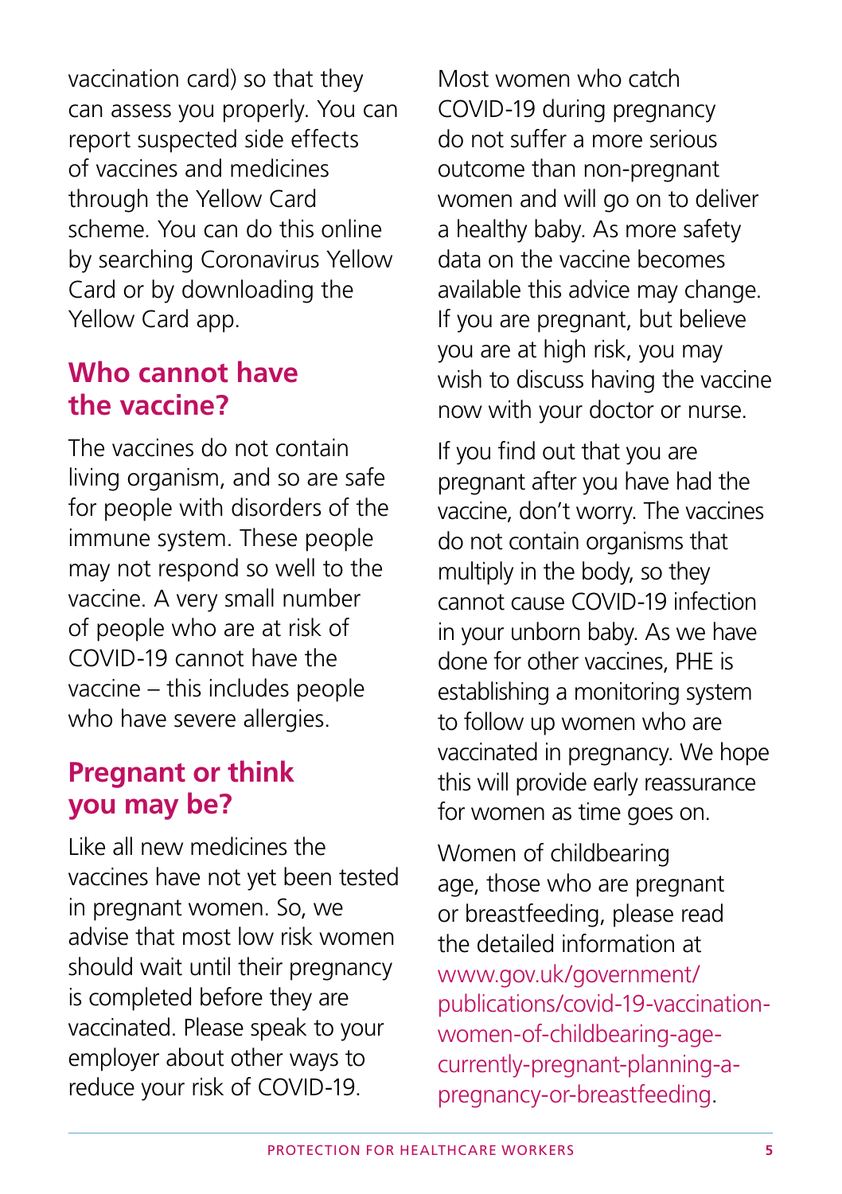vaccination card) so that they can assess you properly. You can report suspected side effects of vaccines and medicines through the Yellow Card scheme. You can do this online by searching Coronavirus Yellow Card or by downloading the Yellow Card app.

## Who cannot have the vaccine?

The vaccines do not contain living organism, and so are safe for people with disorders of the immune system. These people may not respond so well to the vaccine. A very small number of people who are at risk of COVID-19 cannot have the vaccine – this includes people who have severe allergies.

## Pregnant or think you may be?

Like all new medicines the vaccines have not yet been tested in pregnant women. So, we advise that most low risk women should wait until their pregnancy is completed before they are vaccinated. Please speak to your employer about other ways to reduce your risk of COVID-19.

Most women who catch COVID-19 during pregnancy do not suffer a more serious outcome than non-pregnant women and will go on to deliver a healthy baby. As more safety data on the vaccine becomes available this advice may change. If you are pregnant, but believe you are at high risk, you may wish to discuss having the vaccine now with your doctor or nurse.

If you find out that you are pregnant after you have had the vaccine, don't worry. The vaccines do not contain organisms that multiply in the body, so they cannot cause COVID-19 infection in your unborn baby. As we have done for other vaccines, PHE is establishing a monitoring system to follow up women who are vaccinated in pregnancy. We hope this will provide early reassurance for women as time goes on.

Women of childbearing age, those who are pregnant or breastfeeding, please read the detailed information at www.gov.uk/government/publications/covid-19-vaccination-women-of-childbearing-age-currently-pregnant-planning-a-pregnancy-or-breastfeeding.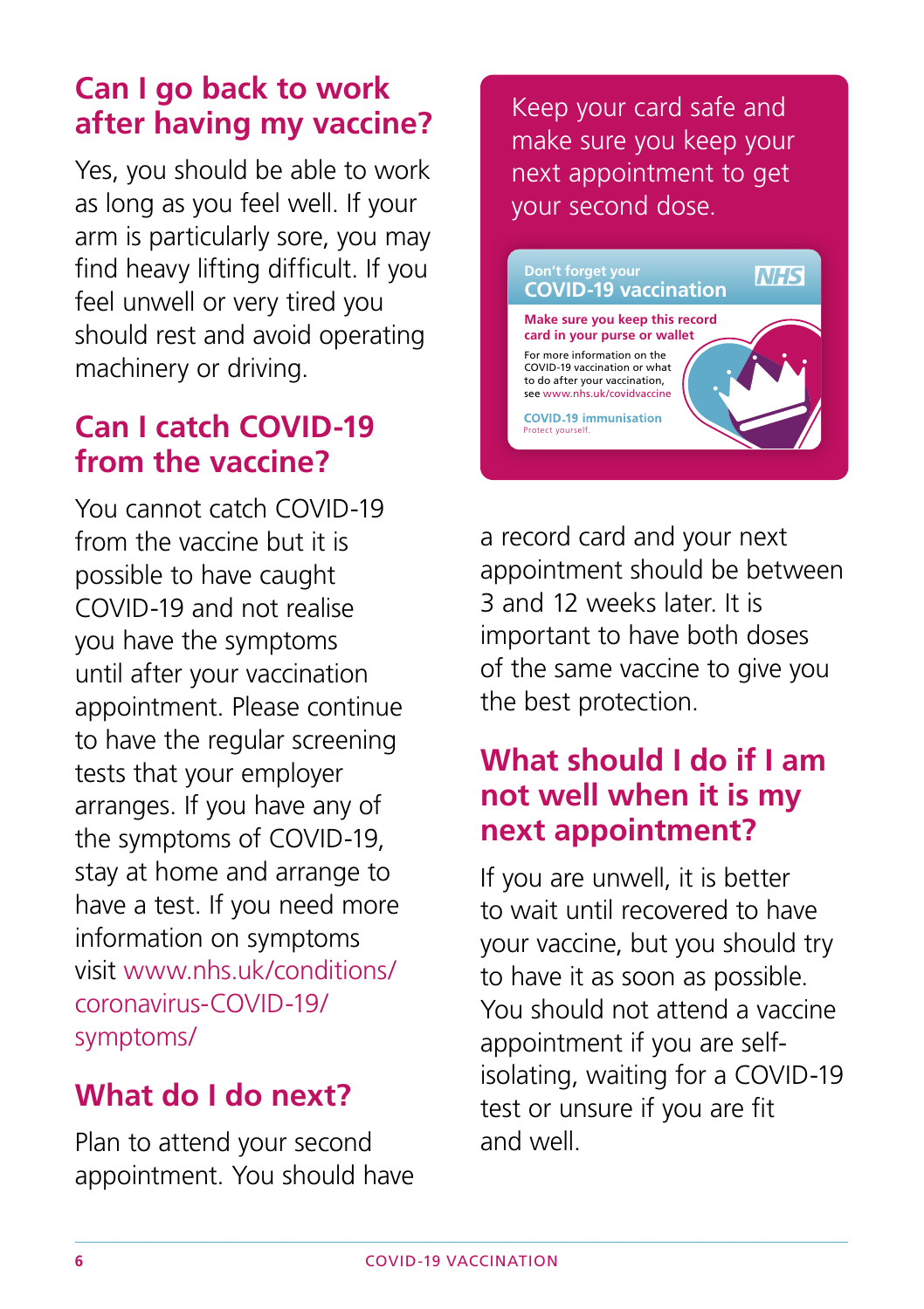## Can I go back to work after having my vaccine?

Yes, you should be able to work as long as you feel well. If your arm is particularly sore, you may find heavy lifting difficult. If you feel unwell or very tired you should rest and avoid operating machinery or driving.

## Can I catch COVID-19 from the vaccine?

You cannot catch COVID-19 from the vaccine but it is possible to have caught COVID-19 and not realise you have the symptoms until after your vaccination appointment. Please continue to have the regular screening tests that your employer arranges. If you have any of the symptoms of COVID-19, stay at home and arrange to have a test. If you need more information on symptoms visit www.nhs.uk/conditions/coronavirus-COVID-19/symptoms/

## What do I do next?

Plan to attend your second appointment. You should have a record card and your next appointment should be between 3 and 12 weeks later. It is important to have both doses of the same vaccine to give you the best protection.

Keep your card safe and make sure you keep your next appointment to get your second dose.

Don't forget your
COVID-19 vaccination
NHS

Make sure you keep this record card in your purse or wallet

For more information on the COVID-19 vaccination or what to do after your vaccination, see www.nhs.uk/covidvaccine

COVID-19 immunisation
Protect yourself.

## What should I do if I am not well when it is my next appointment?

If you are unwell, it is better to wait until recovered to have your vaccine, but you should try to have it as soon as possible. You should not attend a vaccine appointment if you are self-isolating, waiting for a COVID-19 test or unsure if you are fit and well.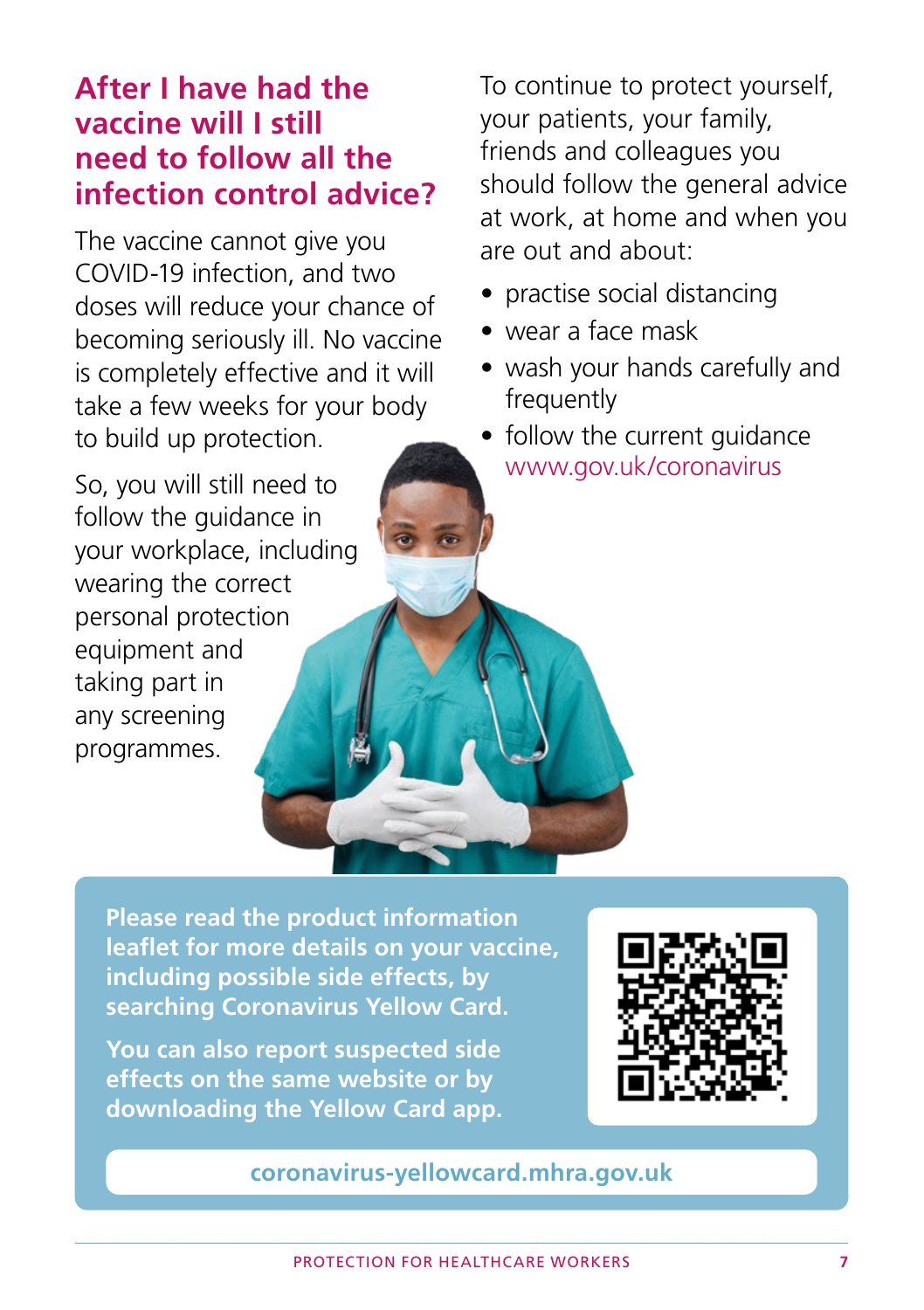## After I have had the vaccine will I still need to follow all the infection control advice?

The vaccine cannot give you COVID-19 infection, and two doses will reduce your chance of becoming seriously ill. No vaccine is completely effective and it will take a few weeks for your body to build up protection.

So, you will still need to follow the guidance in your workplace, including wearing the correct personal protection equipment and taking part in any screening programmes.

To continue to protect yourself, your patients, your family, friends and colleagues you should follow the general advice at work, at home and when you are out and about:

- practise social distancing
- wear a face mask
- wash your hands carefully and frequently
- follow the current guidance www.gov.uk/coronavirus

**Please read the product information leaflet for more details on your vaccine, including possible side effects, by searching Coronavirus Yellow Card.**

**You can also report suspected side effects on the same website or by downloading the Yellow Card app.**

**coronavirus-yellowcard.mhra.gov.uk**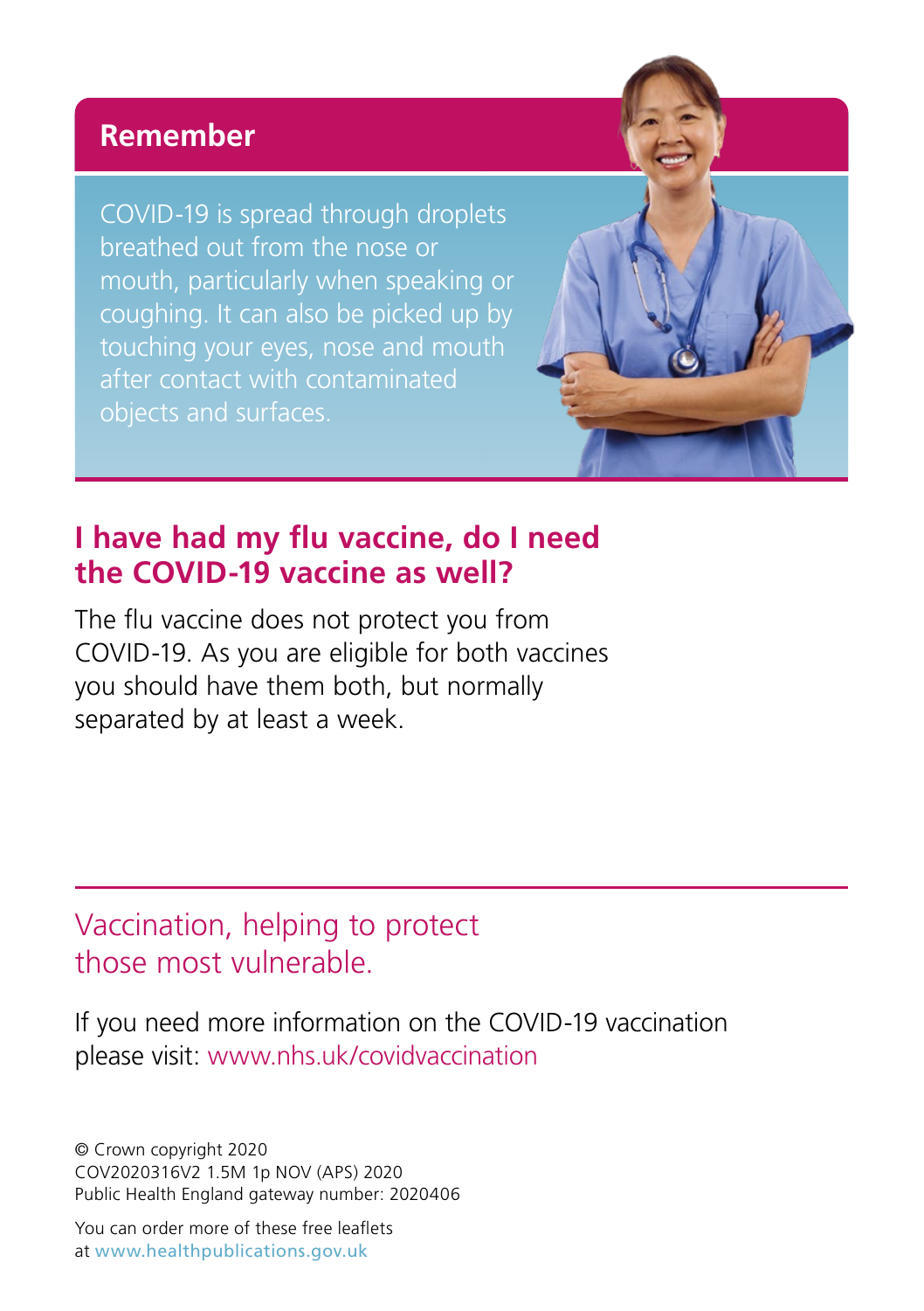## Remember

COVID-19 is spread through droplets breathed out from the nose or mouth, particularly when speaking or coughing. It can also be picked up by touching your eyes, nose and mouth after contact with contaminated objects and surfaces.

## I have had my flu vaccine, do I need the COVID-19 vaccine as well?

The flu vaccine does not protect you from COVID-19. As you are eligible for both vaccines you should have them both, but normally separated by at least a week.

Vaccination, helping to protect those most vulnerable.

If you need more information on the COVID-19 vaccination please visit: www.nhs.uk/covidvaccination

© Crown copyright 2020
COV2020316V2 1.5M 1p NOV (APS) 2020
Public Health England gateway number: 2020406

You can order more of these free leaflets at www.healthpublications.gov.uk